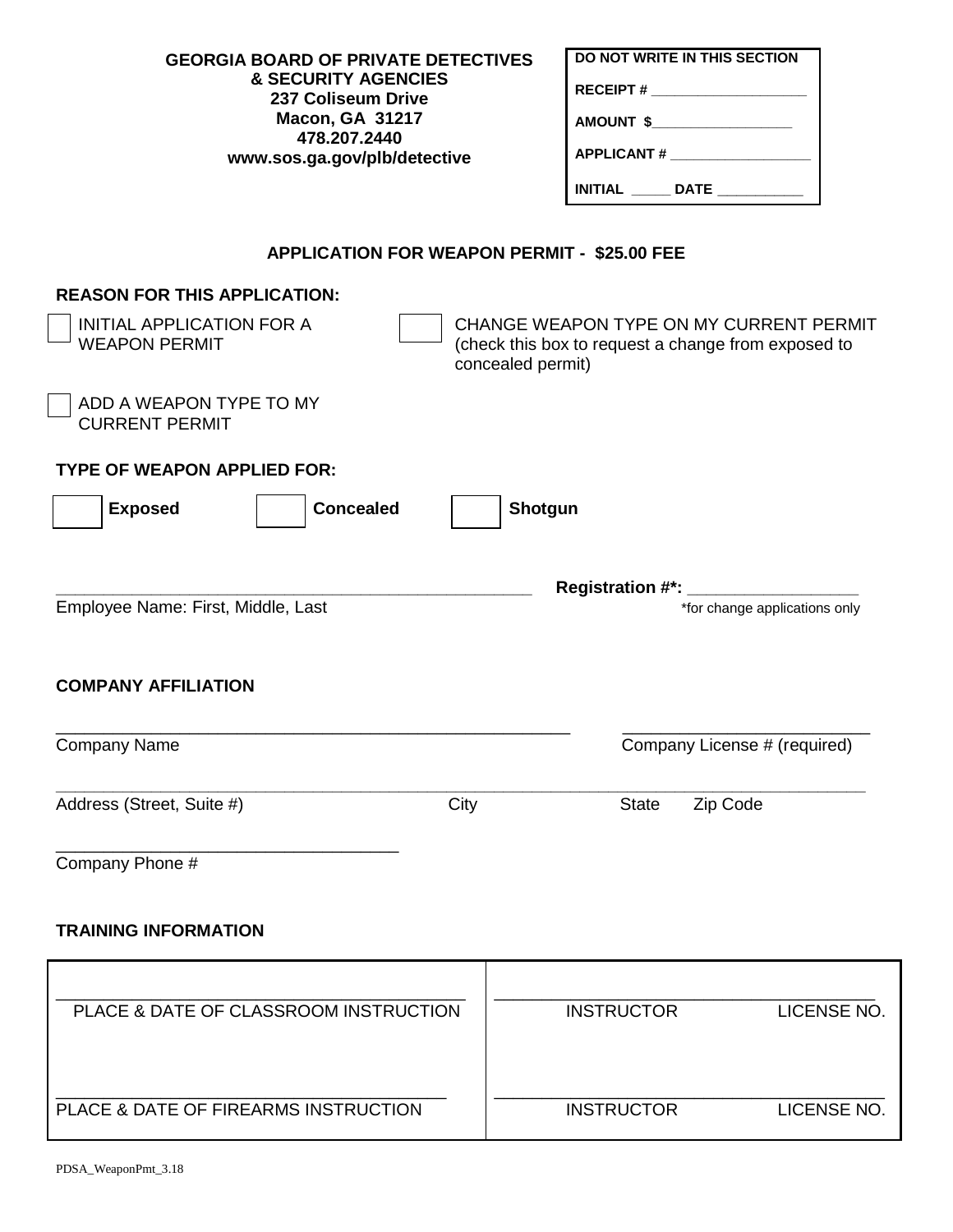**GEORGIA BOARD OF PRIVATE DETECTIVES & SECURITY AGENCIES**
**237 Coliseum Drive**
**Macon, GA 31217**
**478.207.2440**
**www.sos.ga.gov/plb/detective**

| DO NOT WRITE IN THIS SECTION |
|---|
| RECEIPT # ___________________ |
| AMOUNT $_________________ |
| APPLICANT # _________________ |
| INITIAL _____ DATE __________ |

## APPLICATION FOR WEAPON PERMIT - $25.00 FEE

**REASON FOR THIS APPLICATION:**

☐ INITIAL APPLICATION FOR A WEAPON PERMIT

☐ CHANGE WEAPON TYPE ON MY CURRENT PERMIT (check this box to request a change from exposed to concealed permit)

☐ ADD A WEAPON TYPE TO MY CURRENT PERMIT

**TYPE OF WEAPON APPLIED FOR:**

☐ **Exposed** ☐ **Concealed** ☐ **Shotgun**

_____________________________________________ **Registration #*:** _________________
Employee Name: First, Middle, Last *for change applications only

**COMPANY AFFILIATION**

_____________________________________________ ________________________
Company Name Company License # (required)

_____________________________________________________________________________
Address (Street, Suite #) City State Zip Code

_________________________________
Company Phone #

**TRAINING INFORMATION**

| | |
|---|---|
| PLACE & DATE OF CLASSROOM INSTRUCTION | INSTRUCTOR LICENSE NO. |
| PLACE & DATE OF FIREARMS INSTRUCTION | INSTRUCTOR LICENSE NO. |

PDSA_WeaponPmt_3.18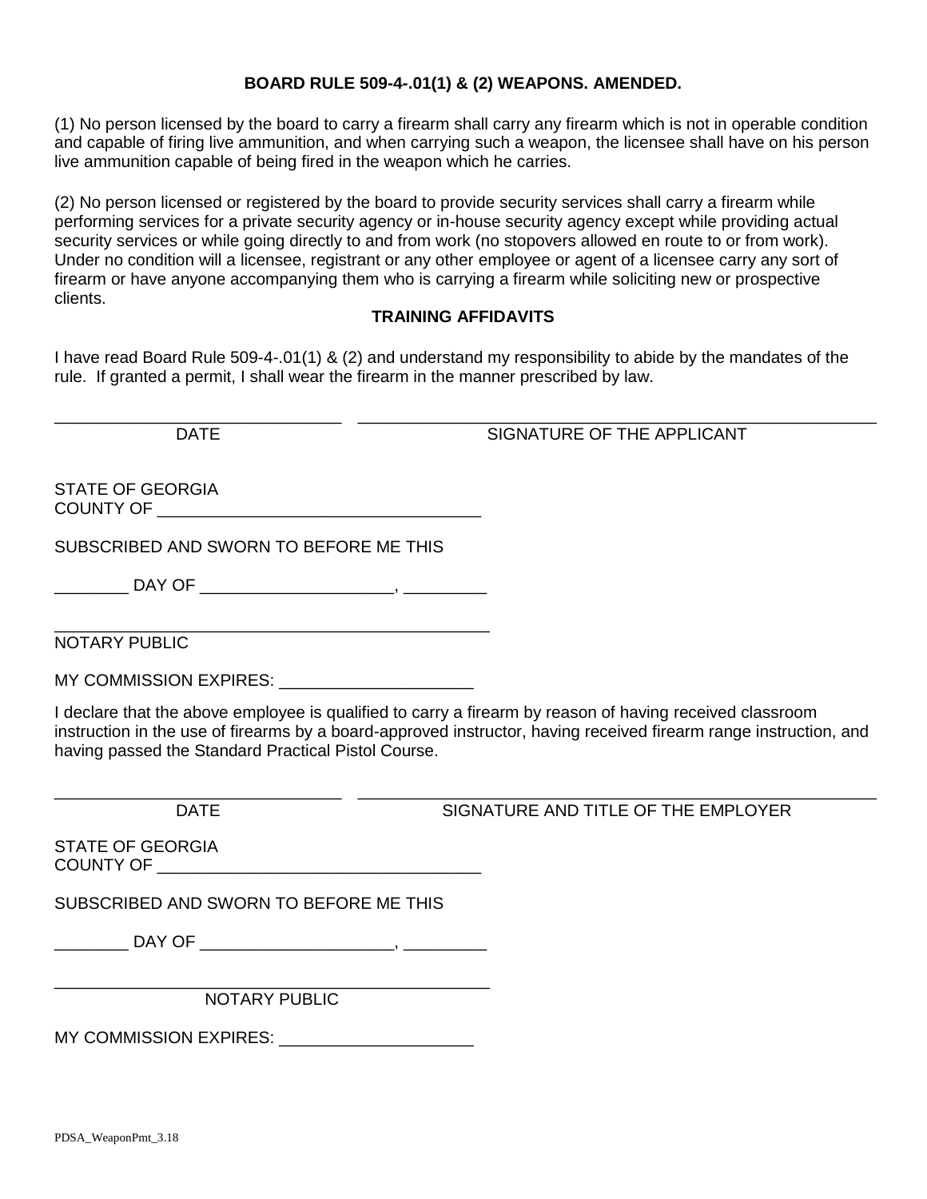**BOARD RULE 509-4-.01(1) & (2) WEAPONS. AMENDED.**

(1) No person licensed by the board to carry a firearm shall carry any firearm which is not in operable condition and capable of firing live ammunition, and when carrying such a weapon, the licensee shall have on his person live ammunition capable of being fired in the weapon which he carries.

(2) No person licensed or registered by the board to provide security services shall carry a firearm while performing services for a private security agency or in-house security agency except while providing actual security services or while going directly to and from work (no stopovers allowed en route to or from work). Under no condition will a licensee, registrant or any other employee or agent of a licensee carry any sort of firearm or have anyone accompanying them who is carrying a firearm while soliciting new or prospective clients.

**TRAINING AFFIDAVITS**

I have read Board Rule 509-4-.01(1) & (2) and understand my responsibility to abide by the mandates of the rule. If granted a permit, I shall wear the firearm in the manner prescribed by law.

_______________________________ _______________________________________________________

DATE SIGNATURE OF THE APPLICANT

STATE OF GEORGIA
COUNTY OF ___________________________________

SUBSCRIBED AND SWORN TO BEFORE ME THIS

________ DAY OF ____________________, _________

_______________________________________________
NOTARY PUBLIC

MY COMMISSION EXPIRES: ____________________

I declare that the above employee is qualified to carry a firearm by reason of having received classroom instruction in the use of firearms by a board-approved instructor, having received firearm range instruction, and having passed the Standard Practical Pistol Course.

_______________________________ _______________________________________________________

DATE SIGNATURE AND TITLE OF THE EMPLOYER

STATE OF GEORGIA
COUNTY OF ___________________________________

SUBSCRIBED AND SWORN TO BEFORE ME THIS

________ DAY OF ____________________, _________

_______________________________________________
NOTARY PUBLIC

MY COMMISSION EXPIRES: ____________________

PDSA_WeaponPmt_3.18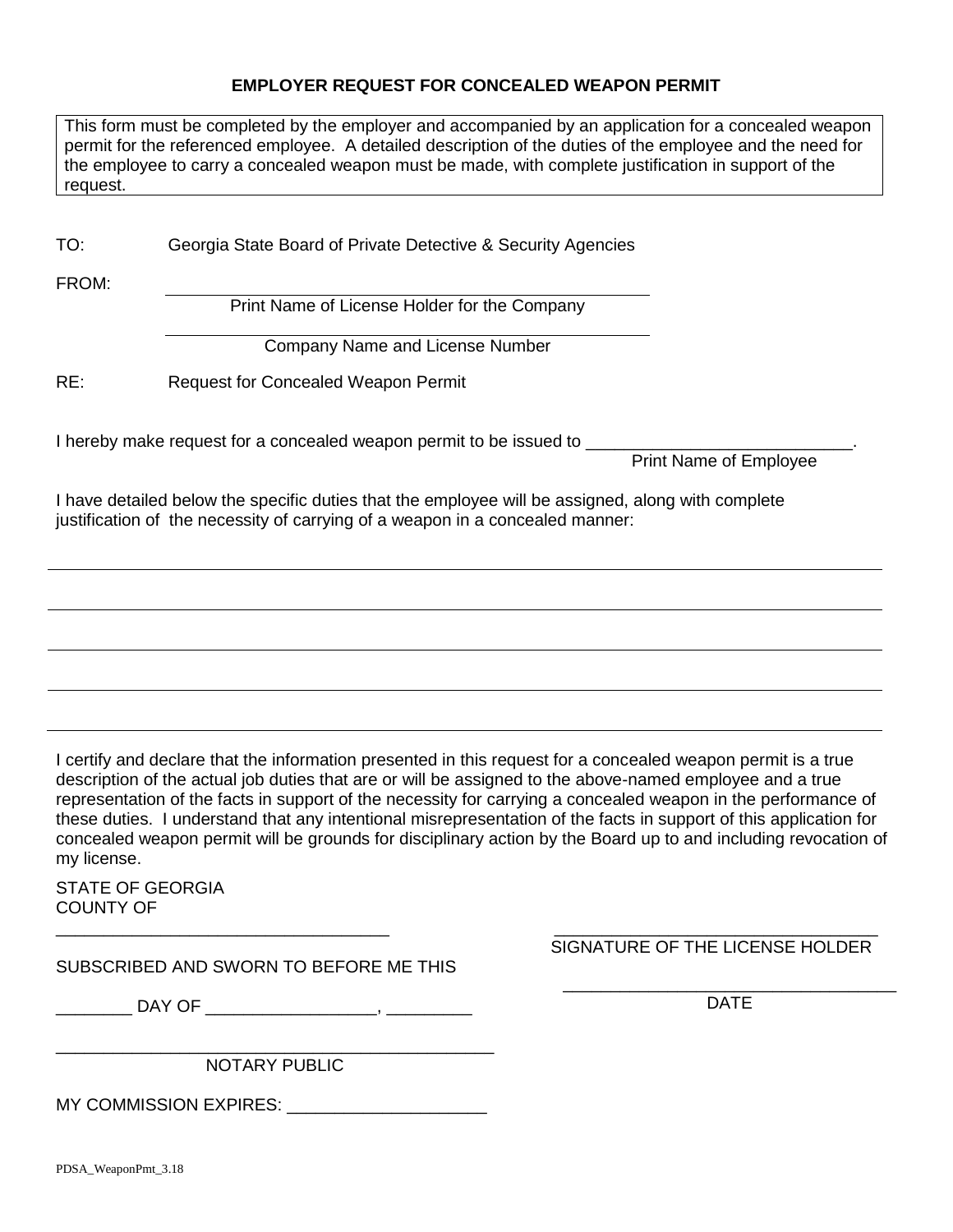# EMPLOYER REQUEST FOR CONCEALED WEAPON PERMIT

This form must be completed by the employer and accompanied by an application for a concealed weapon permit for the referenced employee. A detailed description of the duties of the employee and the need for the employee to carry a concealed weapon must be made, with complete justification in support of the request.

TO: Georgia State Board of Private Detective & Security Agencies

FROM: ______________________________________________
Print Name of License Holder for the Company

______________________________________________
Company Name and License Number

RE: Request for Concealed Weapon Permit

I hereby make request for a concealed weapon permit to be issued to ___________________________.
Print Name of Employee

I have detailed below the specific duties that the employee will be assigned, along with complete justification of the necessity of carrying of a weapon in a concealed manner:

_____________________________________________________________________________________

_____________________________________________________________________________________

_____________________________________________________________________________________

_____________________________________________________________________________________

_____________________________________________________________________________________

I certify and declare that the information presented in this request for a concealed weapon permit is a true description of the actual job duties that are or will be assigned to the above-named employee and a true representation of the facts in support of the necessity for carrying a concealed weapon in the performance of these duties. I understand that any intentional misrepresentation of the facts in support of this application for concealed weapon permit will be grounds for disciplinary action by the Board up to and including revocation of my license.

STATE OF GEORGIA
COUNTY OF
___________________________________

___________________________________
SIGNATURE OF THE LICENSE HOLDER

SUBSCRIBED AND SWORN TO BEFORE ME THIS

________ DAY OF _________________, _________

___________________________________
DATE

_____________________________________________
NOTARY PUBLIC

MY COMMISSION EXPIRES: ____________________

PDSA_WeaponPmt_3.18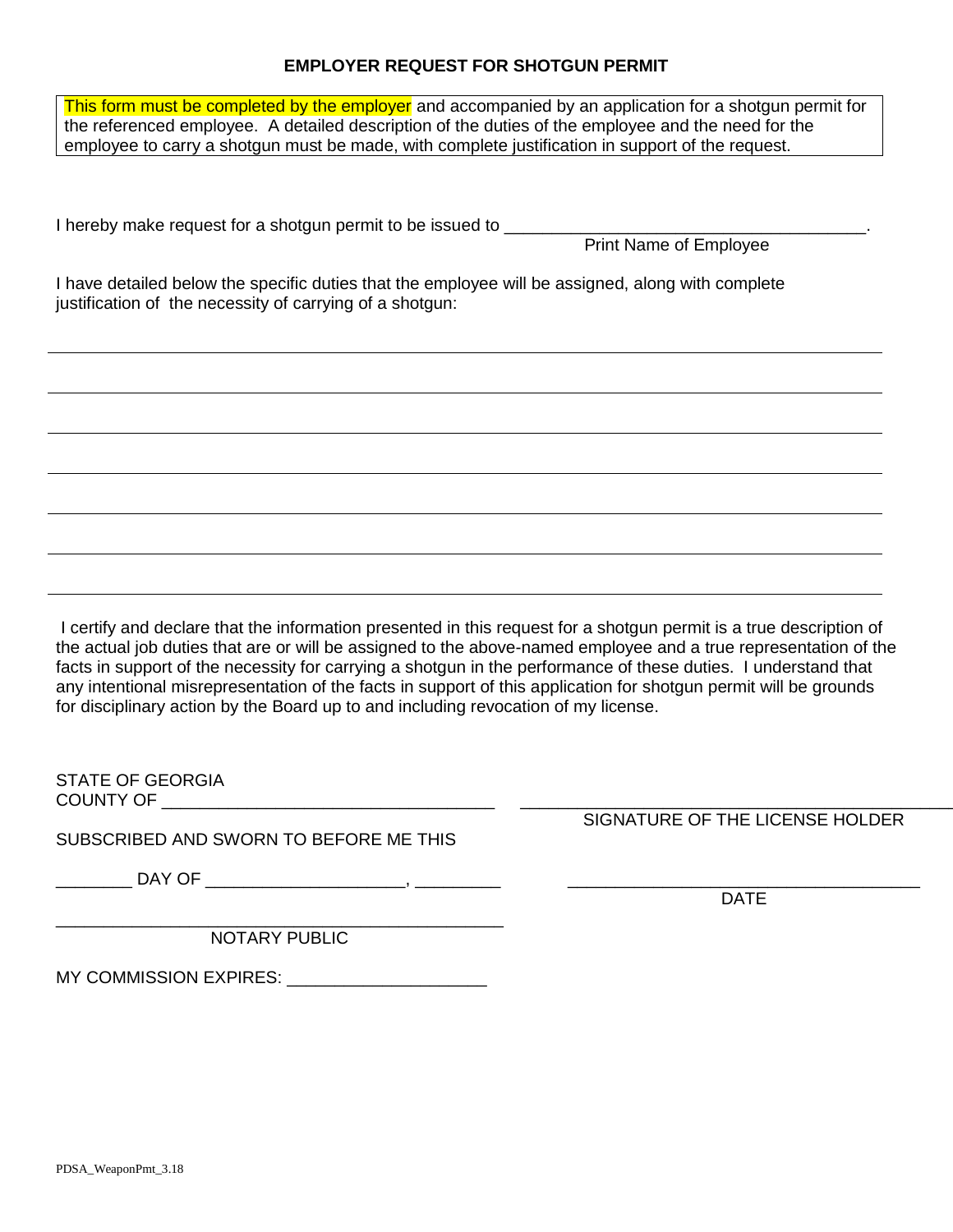# EMPLOYER REQUEST FOR SHOTGUN PERMIT

This form must be completed by the employer and accompanied by an application for a shotgun permit for the referenced employee. A detailed description of the duties of the employee and the need for the employee to carry a shotgun must be made, with complete justification in support of the request.

I hereby make request for a shotgun permit to be issued to ______________________________________.

Print Name of Employee

I have detailed below the specific duties that the employee will be assigned, along with complete justification of the necessity of carrying of a shotgun:

_______________________________________________________________________________

_______________________________________________________________________________

_______________________________________________________________________________

_______________________________________________________________________________

_______________________________________________________________________________

_______________________________________________________________________________

_______________________________________________________________________________

I certify and declare that the information presented in this request for a shotgun permit is a true description of the actual job duties that are or will be assigned to the above-named employee and a true representation of the facts in support of the necessity for carrying a shotgun in the performance of these duties. I understand that any intentional misrepresentation of the facts in support of this application for shotgun permit will be grounds for disciplinary action by the Board up to and including revocation of my license.

STATE OF GEORGIA

COUNTY OF ___________________________________

_____________________________________________

SIGNATURE OF THE LICENSE HOLDER

SUBSCRIBED AND SWORN TO BEFORE ME THIS

________ DAY OF ____________________, _________

_____________________________________

DATE

_______________________________________________

NOTARY PUBLIC

MY COMMISSION EXPIRES: ____________________

PDSA_WeaponPmt_3.18